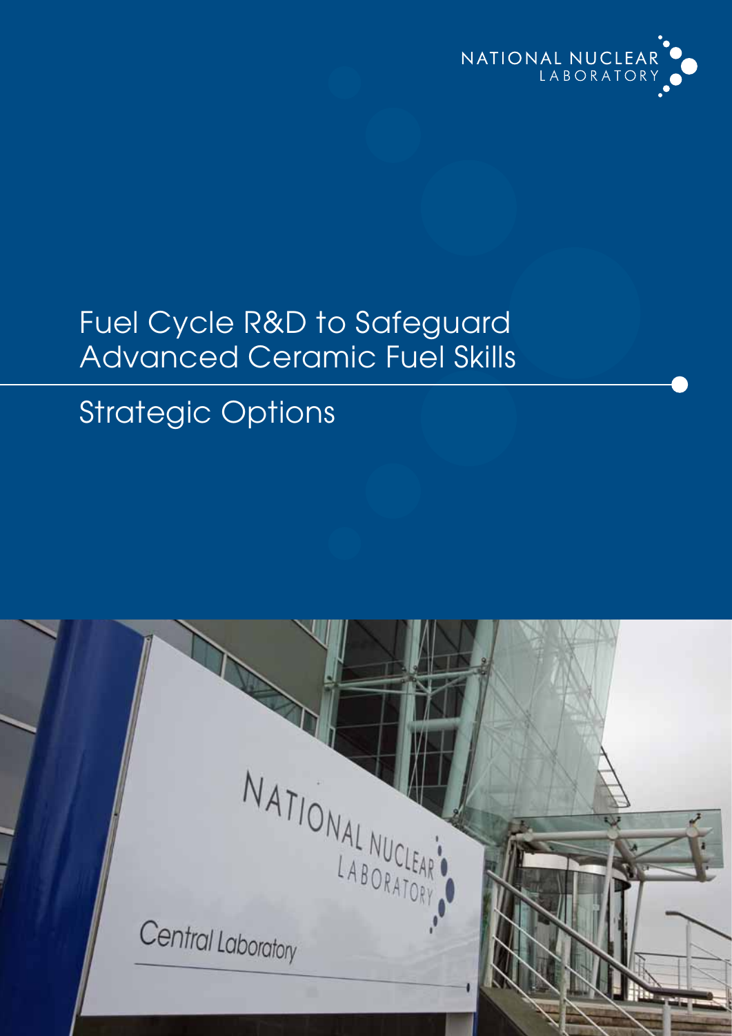NATIONAL NUCLEAR LABORATORY

# Fuel Cycle R&D to Safeguard Advanced Ceramic Fuel Skills

## Strategic Options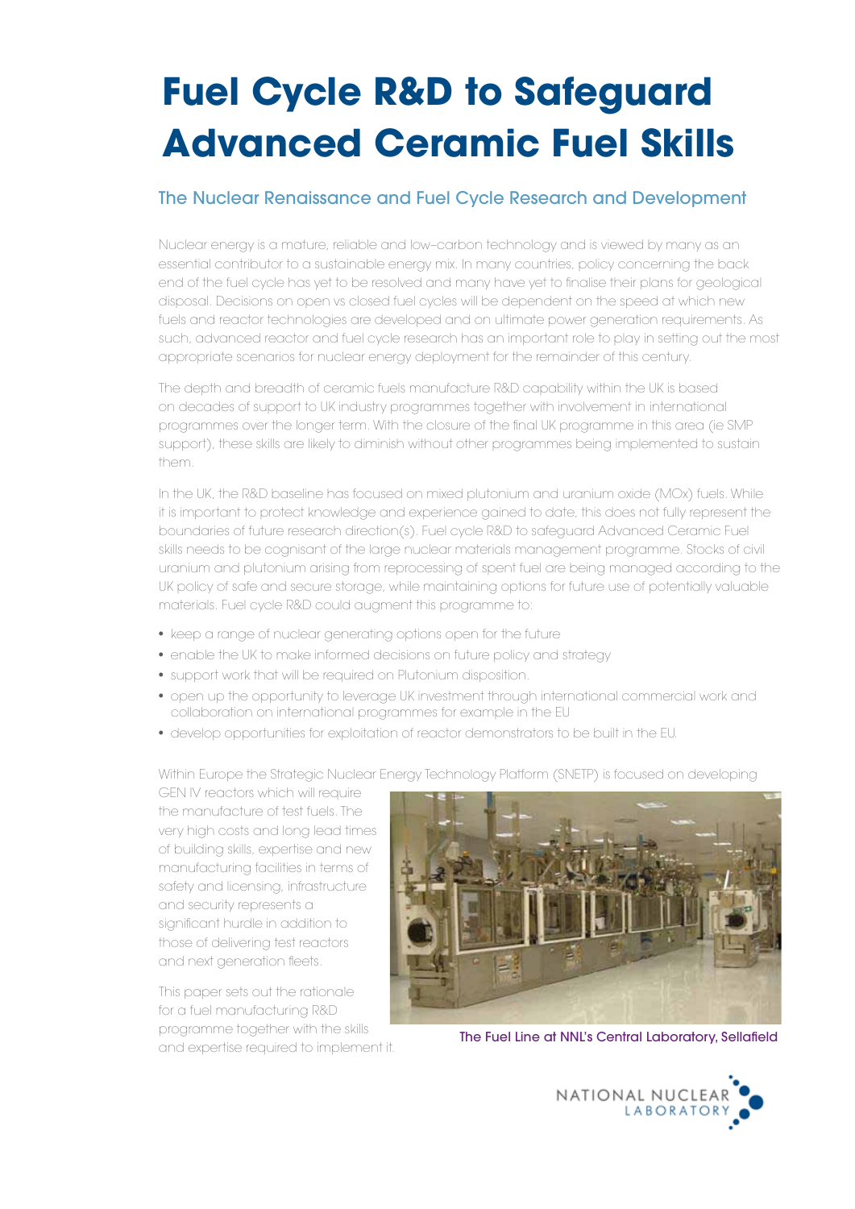# Fuel Cycle R&D to Safeguard Advanced Ceramic Fuel Skills

## The Nuclear Renaissance and Fuel Cycle Research and Development

Nuclear energy is a mature, reliable and low-carbon technology and is viewed by many as an essential contributor to a sustainable energy mix. In many countries, policy concerning the back end of the fuel cycle has yet to be resolved and many have yet to finalise their plans for geological disposal. Decisions on open vs closed fuel cycles will be dependent on the speed at which new fuels and reactor technologies are developed and on ultimate power generation requirements. As such, advanced reactor and fuel cycle research has an important role to play in setting out the most appropriate scenarios for nuclear energy deployment for the remainder of this century.

The depth and breadth of ceramic fuels manufacture R&D capability within the UK is based on decades of support to UK industry programmes together with involvement in international programmes over the longer term. With the closure of the final UK programme in this area (ie SMP support), these skills are likely to diminish without other programmes being implemented to sustain them.

In the UK, the R&D baseline has focused on mixed plutonium and uranium oxide (MOx) fuels. While it is important to protect knowledge and experience gained to date, this does not fully represent the boundaries of future research direction(s). Fuel cycle R&D to safeguard Advanced Ceramic Fuel skills needs to be cognisant of the large nuclear materials management programme. Stocks of civil uranium and plutonium arising from reprocessing of spent fuel are being managed according to the UK policy of safe and secure storage, while maintaining options for future use of potentially valuable materials. Fuel cycle R&D could augment this programme to:

- keep a range of nuclear generating options open for the future
- enable the UK to make informed decisions on future policy and strategy
- support work that will be required on Plutonium disposition.
- open up the opportunity to leverage UK investment through international commercial work and collaboration on international programmes for example in the EU
- develop opportunities for exploitation of reactor demonstrators to be built in the EU.

Within Europe the Strategic Nuclear Energy Technology Platform (SNETP) is focused on developing GEN IV reactors which will require the manufacture of test fuels. The very high costs and long lead times of building skills, expertise and new manufacturing facilities in terms of safety and licensing, infrastructure and security represents a significant hurdle in addition to those of delivering test reactors and next generation fleets.

This paper sets out the rationale for a fuel manufacturing R&D programme together with the skills and expertise required to implement it.

The Fuel Line at NNL's Central Laboratory, Sellafield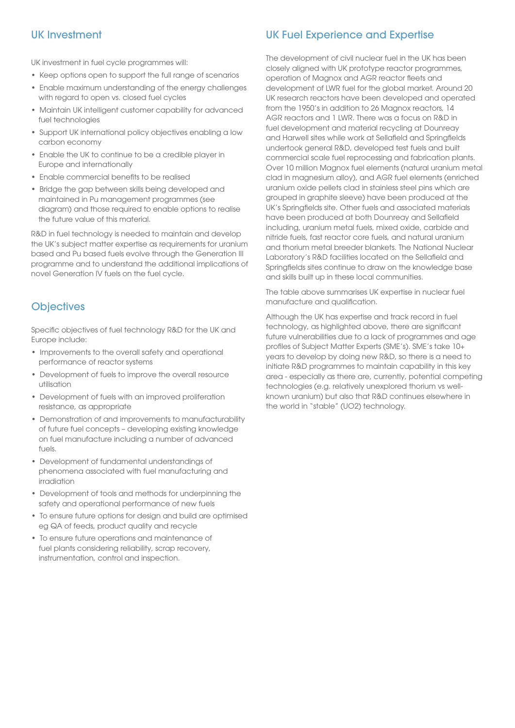## UK Investment

UK investment in fuel cycle programmes will:

- Keep options open to support the full range of scenarios
- Enable maximum understanding of the energy challenges with regard to open vs. closed fuel cycles
- Maintain UK intelligent customer capability for advanced fuel technologies
- Support UK international policy objectives enabling a low carbon economy
- Enable the UK to continue to be a credible player in Europe and internationally
- Enable commercial benefits to be realised
- Bridge the gap between skills being developed and maintained in Pu management programmes (see diagram) and those required to enable options to realise the future value of this material.

R&D in fuel technology is needed to maintain and develop the UK's subject matter expertise as requirements for uranium based and Pu based fuels evolve through the Generation III programme and to understand the additional implications of novel Generation IV fuels on the fuel cycle.

## Objectives

Specific objectives of fuel technology R&D for the UK and Europe include:

- Improvements to the overall safety and operational performance of reactor systems
- Development of fuels to improve the overall resource utilisation
- Development of fuels with an improved proliferation resistance, as appropriate
- Demonstration of and improvements to manufacturability of future fuel concepts – developing existing knowledge on fuel manufacture including a number of advanced fuels.
- Development of fundamental understandings of phenomena associated with fuel manufacturing and irradiation
- Development of tools and methods for underpinning the safety and operational performance of new fuels
- To ensure future options for design and build are optimised eg QA of feeds, product quality and recycle
- To ensure future operations and maintenance of fuel plants considering reliability, scrap recovery, instrumentation, control and inspection.

## UK Fuel Experience and Expertise

The development of civil nuclear fuel in the UK has been closely aligned with UK prototype reactor programmes, operation of Magnox and AGR reactor fleets and development of LWR fuel for the global market. Around 20 UK research reactors have been developed and operated from the 1950's in addition to 26 Magnox reactors, 14 AGR reactors and 1 LWR. There was a focus on R&D in fuel development and material recycling at Dounreay and Harwell sites while work at Sellafield and Springfields undertook general R&D, developed test fuels and built commercial scale fuel reprocessing and fabrication plants. Over 10 million Magnox fuel elements (natural uranium metal clad in magnesium alloy), and AGR fuel elements (enriched uranium oxide pellets clad in stainless steel pins which are grouped in graphite sleeve) have been produced at the UK's Springfields site. Other fuels and associated materials have been produced at both Dounreay and Sellafield including, uranium metal fuels, mixed oxide, carbide and nitride fuels, fast reactor core fuels, and natural uranium and thorium metal breeder blankets. The National Nuclear Laboratory's R&D facilities located on the Sellafield and Springfields sites continue to draw on the knowledge base and skills built up in these local communities.

The table above summarises UK expertise in nuclear fuel manufacture and qualification.

Although the UK has expertise and track record in fuel technology, as highlighted above, there are significant future vulnerabilities due to a lack of programmes and age profiles of Subject Matter Experts (SME's). SME's take 10+ years to develop by doing new R&D, so there is a need to initiate R&D programmes to maintain capability in this key area - especially as there are, currently, potential competing technologies (e.g. relatively unexplored thorium vs well-known uranium) but also that R&D continues elsewhere in the world in "stable" ($UO_2$) technology.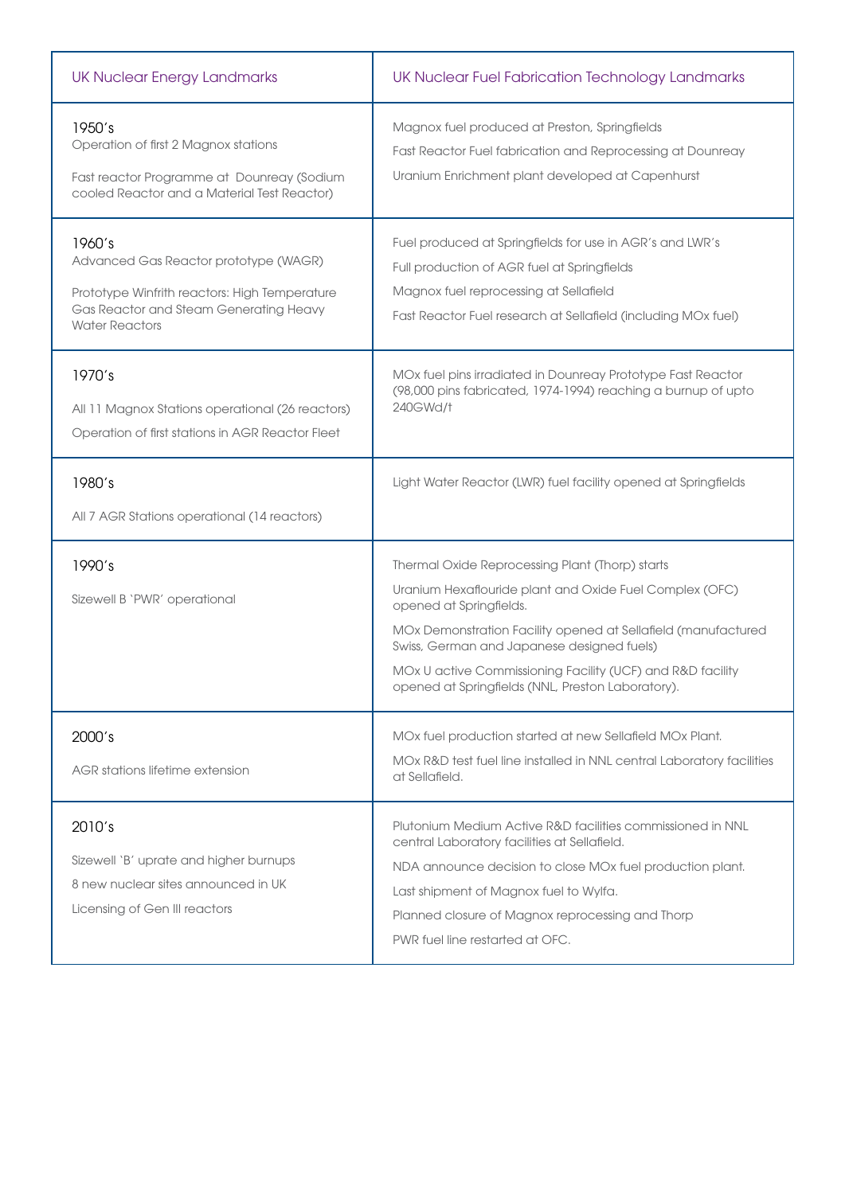| UK Nuclear Energy Landmarks | UK Nuclear Fuel Fabrication Technology Landmarks |
|---|---|
| 1950's<br>Operation of first 2 Magnox stations<br>Fast reactor Programme at Dounreay (Sodium cooled Reactor and a Material Test Reactor) | Magnox fuel produced at Preston, Springfields<br>Fast Reactor Fuel fabrication and Reprocessing at Dounreay<br>Uranium Enrichment plant developed at Capenhurst |
| 1960's<br>Advanced Gas Reactor prototype (WAGR)<br>Prototype Winfrith reactors: High Temperature Gas Reactor and Steam Generating Heavy Water Reactors | Fuel produced at Springfields for use in AGR's and LWR's<br>Full production of AGR fuel at Springfields<br>Magnox fuel reprocessing at Sellafield<br>Fast Reactor Fuel research at Sellafield (including MOx fuel) |
| 1970's<br>All 11 Magnox Stations operational (26 reactors)<br>Operation of first stations in AGR Reactor Fleet | MOx fuel pins irradiated in Dounreay Prototype Fast Reactor (98,000 pins fabricated, 1974-1994) reaching a burnup of upto 240GWd/t |
| 1980's<br>All 7 AGR Stations operational (14 reactors) | Light Water Reactor (LWR) fuel facility opened at Springfields |
| 1990's<br>Sizewell B 'PWR' operational | Thermal Oxide Reprocessing Plant (Thorp) starts<br>Uranium Hexaflouride plant and Oxide Fuel Complex (OFC) opened at Springfields.<br>MOx Demonstration Facility opened at Sellafield (manufactured Swiss, German and Japanese designed fuels)<br>MOx U active Commissioning Facility (UCF) and R&D facility opened at Springfields (NNL, Preston Laboratory). |
| 2000's<br>AGR stations lifetime extension | MOx fuel production started at new Sellafield MOx Plant.<br>MOx R&D test fuel line installed in NNL central Laboratory facilities at Sellafield. |
| 2010's<br>Sizewell 'B' uprate and higher burnups<br>8 new nuclear sites announced in UK<br>Licensing of Gen III reactors | Plutonium Medium Active R&D facilities commissioned in NNL central Laboratory facilities at Sellafield.<br>NDA announce decision to close MOx fuel production plant.<br>Last shipment of Magnox fuel to Wylfa.<br>Planned closure of Magnox reprocessing and Thorp<br>PWR fuel line restarted at OFC. |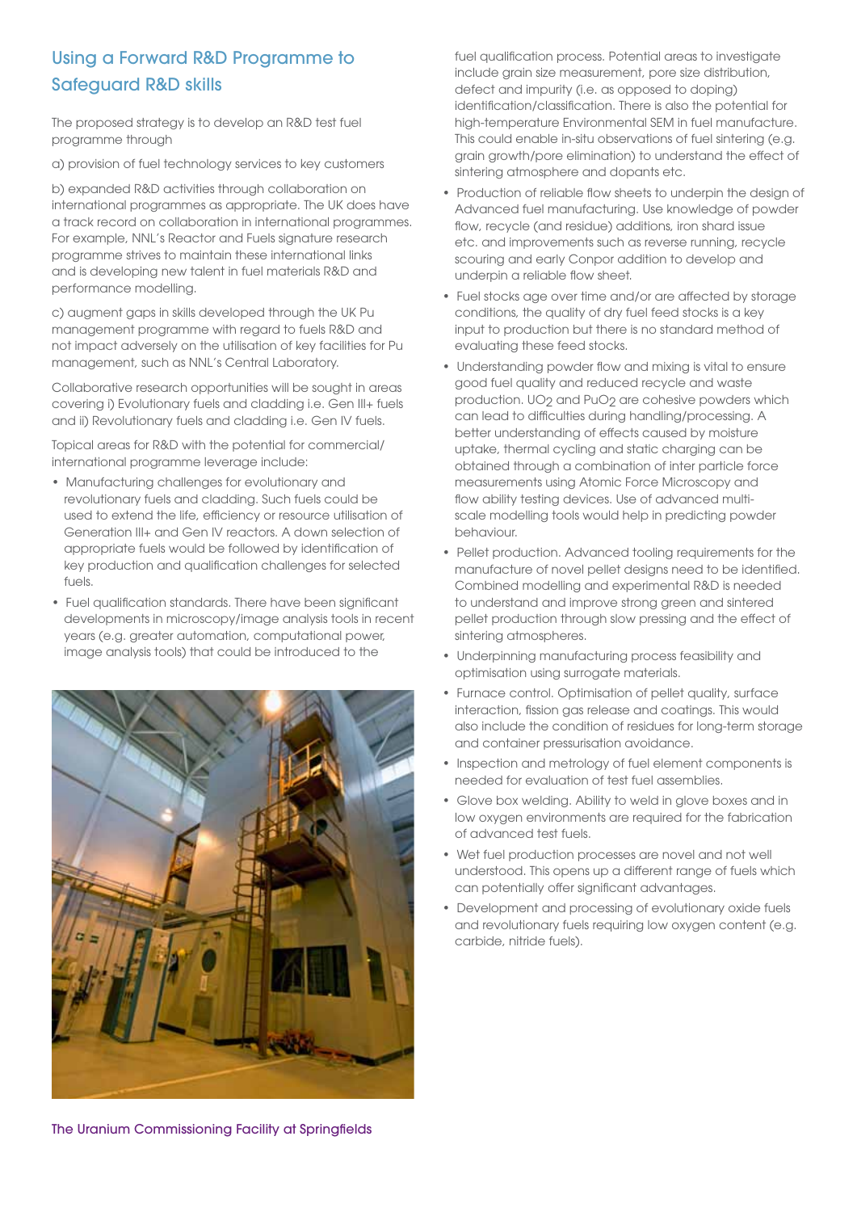## Using a Forward R&D Programme to Safeguard R&D skills

The proposed strategy is to develop an R&D test fuel programme through

a) provision of fuel technology services to key customers

b) expanded R&D activities through collaboration on international programmes as appropriate. The UK does have a track record on collaboration in international programmes. For example, NNL's Reactor and Fuels signature research programme strives to maintain these international links and is developing new talent in fuel materials R&D and performance modelling.

c) augment gaps in skills developed through the UK Pu management programme with regard to fuels R&D and not impact adversely on the utilisation of key facilities for Pu management, such as NNL's Central Laboratory.

Collaborative research opportunities will be sought in areas covering i) Evolutionary fuels and cladding i.e. Gen III+ fuels and ii) Revolutionary fuels and cladding i.e. Gen IV fuels.

Topical areas for R&D with the potential for commercial/ international programme leverage include:

- Manufacturing challenges for evolutionary and revolutionary fuels and cladding. Such fuels could be used to extend the life, efficiency or resource utilisation of Generation III+ and Gen IV reactors. A down selection of appropriate fuels would be followed by identification of key production and qualification challenges for selected fuels.
- Fuel qualification standards. There have been significant developments in microscopy/image analysis tools in recent years (e.g. greater automation, computational power, image analysis tools) that could be introduced to the fuel qualification process. Potential areas to investigate include grain size measurement, pore size distribution, defect and impurity (i.e. as opposed to doping) identification/classification. There is also the potential for high-temperature Environmental SEM in fuel manufacture. This could enable in-situ observations of fuel sintering (e.g. grain growth/pore elimination) to understand the effect of sintering atmosphere and dopants etc.
- Production of reliable flow sheets to underpin the design of Advanced fuel manufacturing. Use knowledge of powder flow, recycle (and residue) additions, iron shard issue etc. and improvements such as reverse running, recycle scouring and early Conpor addition to develop and underpin a reliable flow sheet.
- Fuel stocks age over time and/or are affected by storage conditions, the quality of dry fuel feed stocks is a key input to production but there is no standard method of evaluating these feed stocks.
- Understanding powder flow and mixing is vital to ensure good fuel quality and reduced recycle and waste production. $UO_2$ and $PuO_2$ are cohesive powders which can lead to difficulties during handling/processing. A better understanding of effects caused by moisture uptake, thermal cycling and static charging can be obtained through a combination of inter particle force measurements using Atomic Force Microscopy and flow ability testing devices. Use of advanced multi-scale modelling tools would help in predicting powder behaviour.
- Pellet production. Advanced tooling requirements for the manufacture of novel pellet designs need to be identified. Combined modelling and experimental R&D is needed to understand and improve strong green and sintered pellet production through slow pressing and the effect of sintering atmospheres.
- Underpinning manufacturing process feasibility and optimisation using surrogate materials.
- Furnace control. Optimisation of pellet quality, surface interaction, fission gas release and coatings. This would also include the condition of residues for long-term storage and container pressurisation avoidance.
- Inspection and metrology of fuel element components is needed for evaluation of test fuel assemblies.
- Glove box welding. Ability to weld in glove boxes and in low oxygen environments are required for the fabrication of advanced test fuels.
- Wet fuel production processes are novel and not well understood. This opens up a different range of fuels which can potentially offer significant advantages.
- Development and processing of evolutionary oxide fuels and revolutionary fuels requiring low oxygen content (e.g. carbide, nitride fuels).

The Uranium Commissioning Facility at Springfields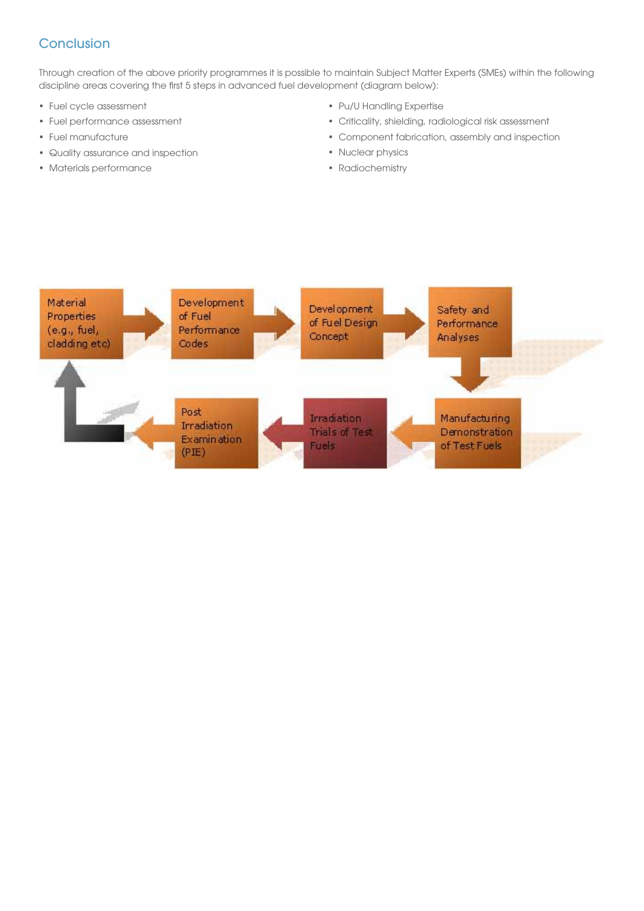## Conclusion

Through creation of the above priority programmes it is possible to maintain Subject Matter Experts (SMEs) within the following discipline areas covering the first 5 steps in advanced fuel development (diagram below):

- Fuel cycle assessment
- Fuel performance assessment
- Fuel manufacture
- Quality assurance and inspection
- Materials performance
- Pu/U Handling Expertise
- Criticality, shielding, radiological risk assessment
- Component fabrication, assembly and inspection
- Nuclear physics
- Radiochemistry

Material Properties (e.g., fuel, cladding etc) → Development of Fuel Performance Codes → Development of Fuel Design Concept → Safety and Performance Analyses → Manufacturing Demonstration of Test Fuels → Irradiation Trials of Test Fuels → Post Irradiation Examination (PIE) → Material Properties (e.g., fuel, cladding etc)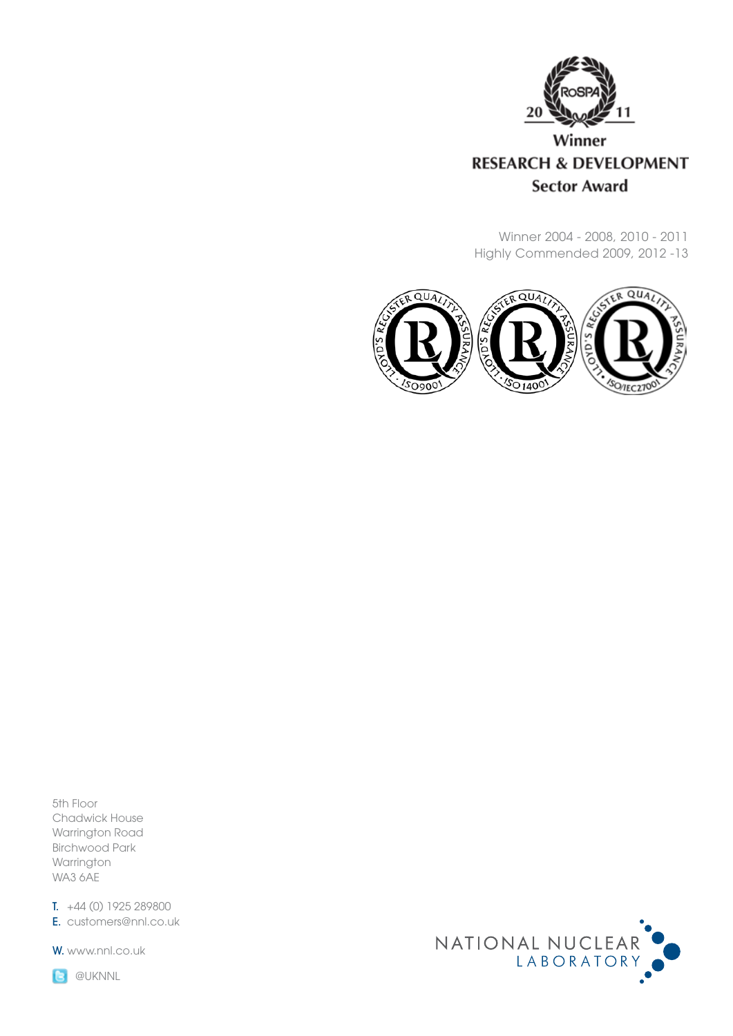RoSPA 2011

Winner

RESEARCH & DEVELOPMENT

Sector Award

Winner 2004 - 2008, 2010 - 2011
Highly Commended 2009, 2012 -13

LLOYD'S REGISTER QUALITY ASSURANCE · ISO9001

LLOYD'S REGISTER QUALITY ASSURANCE · ISO 14001

LLOYD'S REGISTER QUALITY ASSURANCE · ISO/IEC27001

5th Floor
Chadwick House
Warrington Road
Birchwood Park
Warrington
WA3 6AE

**T.** +44 (0) 1925 289800
**E.** customers@nnl.co.uk

**W.** www.nnl.co.uk

@UKNNL

NATIONAL NUCLEAR LABORATORY